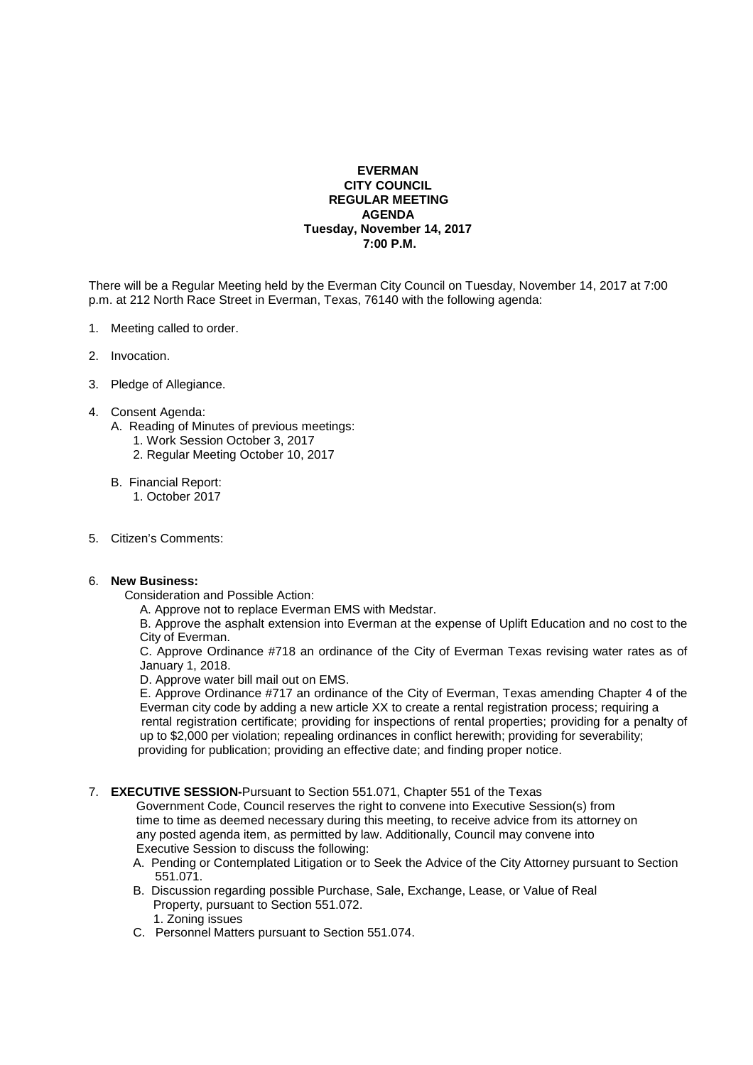**EVERMAN**
**CITY COUNCIL**
**REGULAR MEETING**
**AGENDA**
**Tuesday, November 14, 2017**
**7:00 P.M.**

There will be a Regular Meeting held by the Everman City Council on Tuesday, November 14, 2017 at 7:00 p.m. at 212 North Race Street in Everman, Texas, 76140 with the following agenda:

1. Meeting called to order.

2. Invocation.

3. Pledge of Allegiance.

4. Consent Agenda:
   A. Reading of Minutes of previous meetings:
      1. Work Session October 3, 2017
      2. Regular Meeting October 10, 2017

   B. Financial Report:
      1. October 2017

5. Citizen's Comments:

6. **New Business:**
   Consideration and Possible Action:
   A. Approve not to replace Everman EMS with Medstar.
   B. Approve the asphalt extension into Everman at the expense of Uplift Education and no cost to the City of Everman.
   C. Approve Ordinance #718 an ordinance of the City of Everman Texas revising water rates as of January 1, 2018.
   D. Approve water bill mail out on EMS.
   E. Approve Ordinance #717 an ordinance of the City of Everman, Texas amending Chapter 4 of the Everman city code by adding a new article XX to create a rental registration process; requiring a rental registration certificate; providing for inspections of rental properties; providing for a penalty of up to $2,000 per violation; repealing ordinances in conflict herewith; providing for severability; providing for publication; providing an effective date; and finding proper notice.

7. **EXECUTIVE SESSION-**Pursuant to Section 551.071, Chapter 551 of the Texas Government Code, Council reserves the right to convene into Executive Session(s) from time to time as deemed necessary during this meeting, to receive advice from its attorney on any posted agenda item, as permitted by law. Additionally, Council may convene into Executive Session to discuss the following:
   A. Pending or Contemplated Litigation or to Seek the Advice of the City Attorney pursuant to Section 551.071.
   B. Discussion regarding possible Purchase, Sale, Exchange, Lease, or Value of Real Property, pursuant to Section 551.072.
      1. Zoning issues
   C. Personnel Matters pursuant to Section 551.074.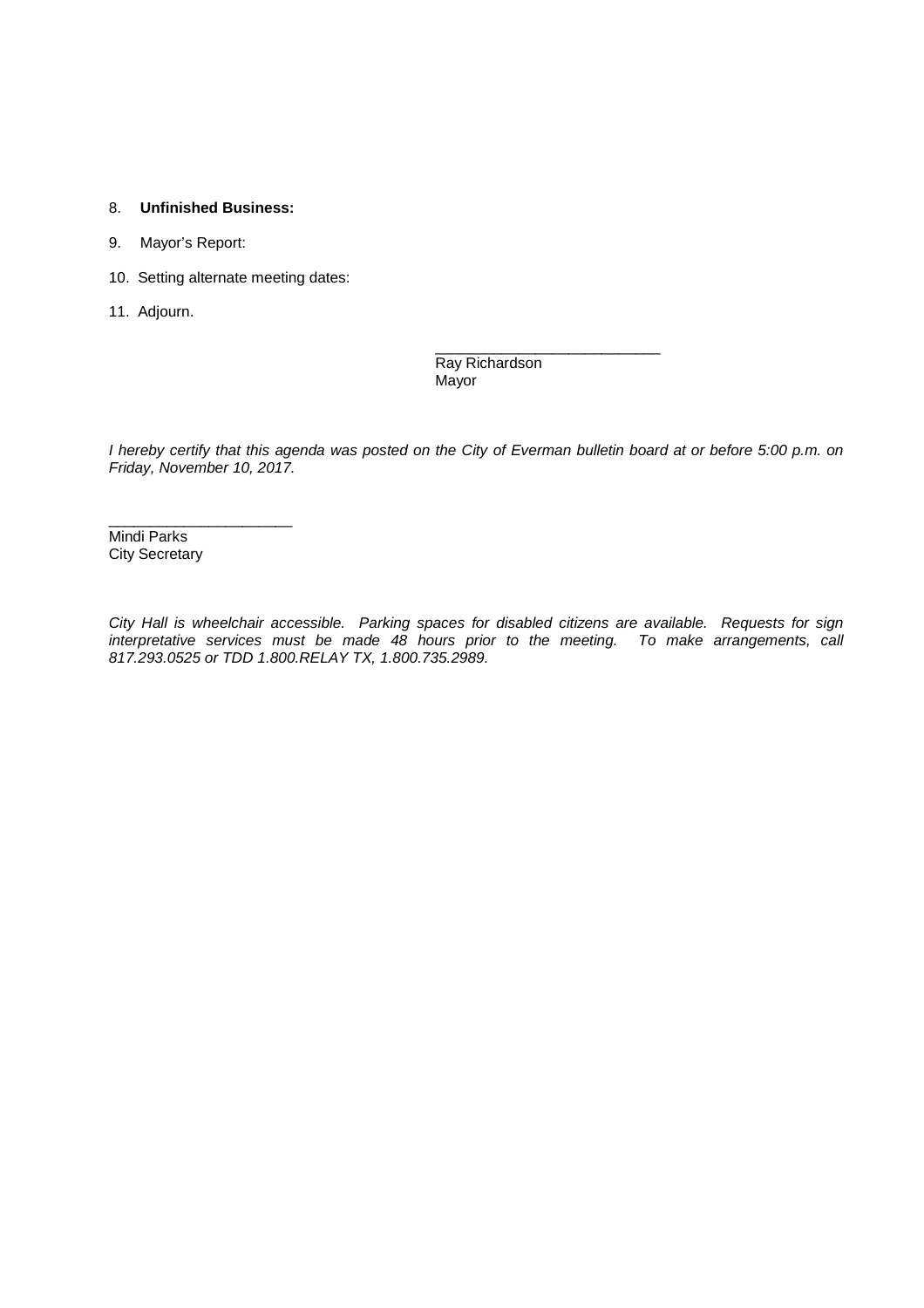8. **Unfinished Business:**

9. Mayor's Report:

10. Setting alternate meeting dates:

11. Adjourn.

\_\_\_\_\_\_\_\_\_\_\_\_\_\_\_\_\_\_\_\_\_\_\_\_\_\_\_\_
Ray Richardson
Mayor

*I hereby certify that this agenda was posted on the City of Everman bulletin board at or before 5:00 p.m. on Friday, November 10, 2017.*

\_\_\_\_\_\_\_\_\_\_\_\_\_\_\_\_\_\_\_\_\_\_\_
Mindi Parks
City Secretary

*City Hall is wheelchair accessible. Parking spaces for disabled citizens are available. Requests for sign interpretative services must be made 48 hours prior to the meeting. To make arrangements, call 817.293.0525 or TDD 1.800.RELAY TX, 1.800.735.2989.*